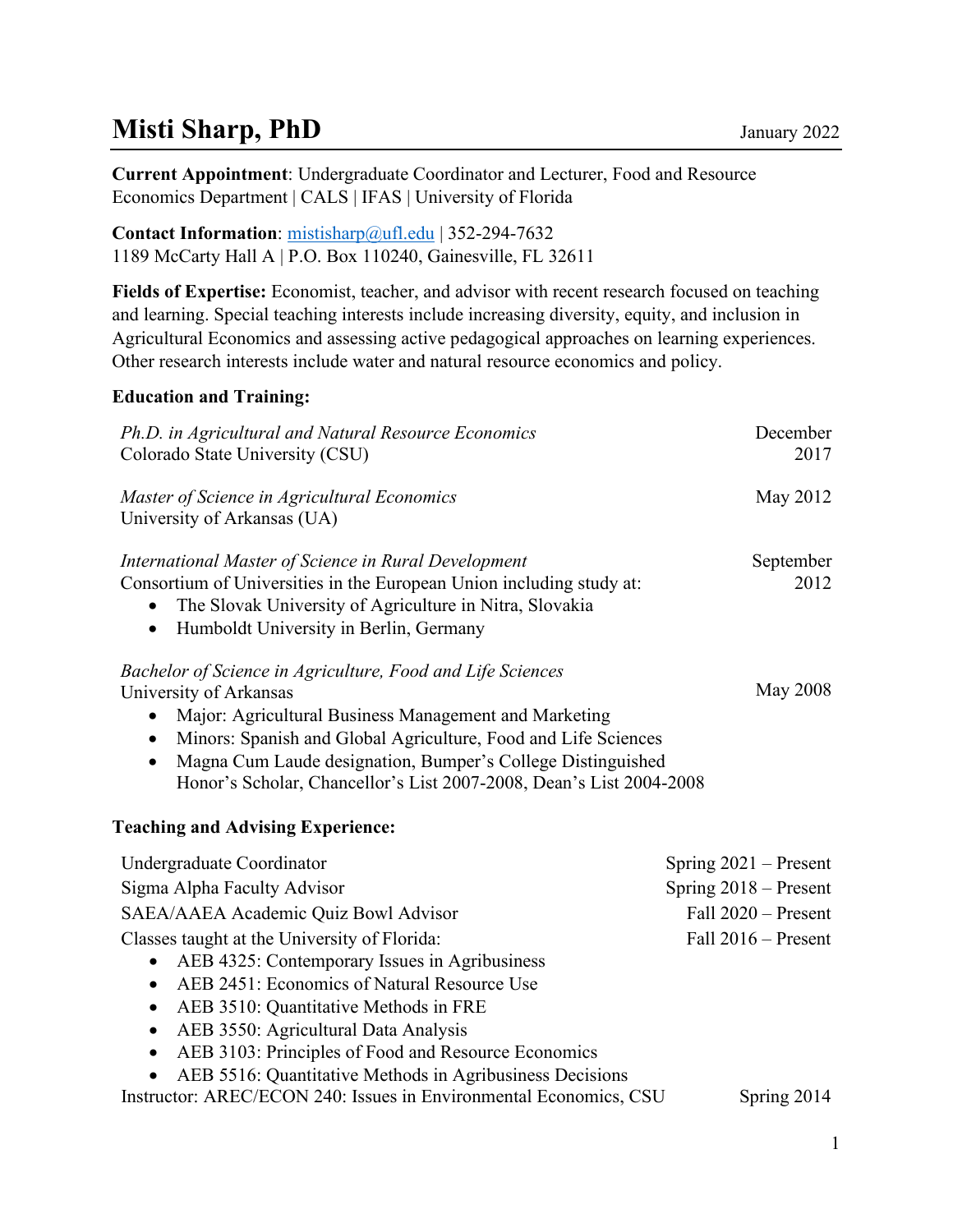# Misti Sharp, PhD

January 2022

**Current Appointment**: Undergraduate Coordinator and Lecturer, Food and Resource Economics Department | CALS | IFAS | University of Florida

**Contact Information**: [mistisharp@ufl.edu](mailto:mistisharp@ufl.edu) | 352-294-7632
1189 McCarty Hall A | P.O. Box 110240, Gainesville, FL 32611

**Fields of Expertise:** Economist, teacher, and advisor with recent research focused on teaching and learning. Special teaching interests include increasing diversity, equity, and inclusion in Agricultural Economics and assessing active pedagogical approaches on learning experiences. Other research interests include water and natural resource economics and policy.

## Education and Training:

*Ph.D. in Agricultural and Natural Resource Economics* — December 2017
Colorado State University (CSU)

*Master of Science in Agricultural Economics* — May 2012
University of Arkansas (UA)

*International Master of Science in Rural Development* — September 2012
Consortium of Universities in the European Union including study at:

- The Slovak University of Agriculture in Nitra, Slovakia
- Humboldt University in Berlin, Germany

*Bachelor of Science in Agriculture, Food and Life Sciences* — May 2008
University of Arkansas

- Major: Agricultural Business Management and Marketing
- Minors: Spanish and Global Agriculture, Food and Life Sciences
- Magna Cum Laude designation, Bumper's College Distinguished Honor's Scholar, Chancellor's List 2007-2008, Dean's List 2004-2008

## Teaching and Advising Experience:

Undergraduate Coordinator — Spring 2021 – Present

Sigma Alpha Faculty Advisor — Spring 2018 – Present

SAEA/AAEA Academic Quiz Bowl Advisor — Fall 2020 – Present

Classes taught at the University of Florida: — Fall 2016 – Present

- AEB 4325: Contemporary Issues in Agribusiness
- AEB 2451: Economics of Natural Resource Use
- AEB 3510: Quantitative Methods in FRE
- AEB 3550: Agricultural Data Analysis
- AEB 3103: Principles of Food and Resource Economics
- AEB 5516: Quantitative Methods in Agribusiness Decisions

Instructor: AREC/ECON 240: Issues in Environmental Economics, CSU — Spring 2014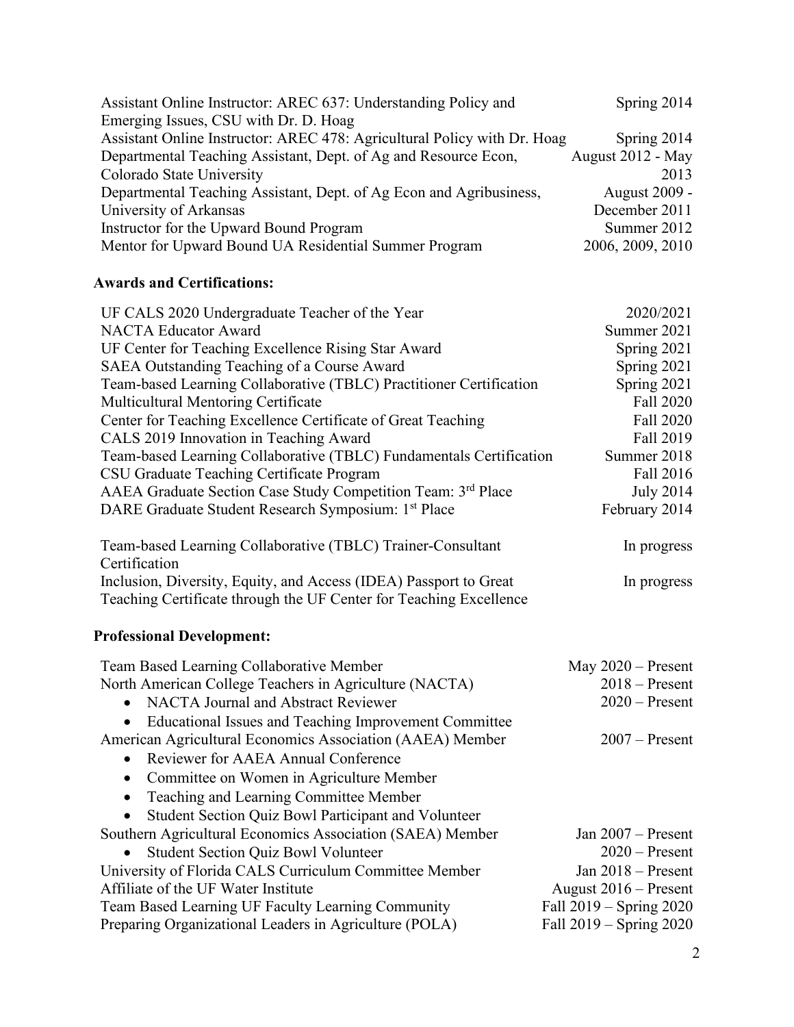| | |
|---|---|
| Assistant Online Instructor: AREC 637: Understanding Policy and Emerging Issues, CSU with Dr. D. Hoag | Spring 2014 |
| Assistant Online Instructor: AREC 478: Agricultural Policy with Dr. Hoag | Spring 2014 |
| Departmental Teaching Assistant, Dept. of Ag and Resource Econ, Colorado State University | August 2012 - May 2013 |
| Departmental Teaching Assistant, Dept. of Ag Econ and Agribusiness, University of Arkansas | August 2009 - December 2011 |
| Instructor for the Upward Bound Program | Summer 2012 |
| Mentor for Upward Bound UA Residential Summer Program | 2006, 2009, 2010 |

### Awards and Certifications:

| | |
|---|---|
| UF CALS 2020 Undergraduate Teacher of the Year | 2020/2021 |
| NACTA Educator Award | Summer 2021 |
| UF Center for Teaching Excellence Rising Star Award | Spring 2021 |
| SAEA Outstanding Teaching of a Course Award | Spring 2021 |
| Team-based Learning Collaborative (TBLC) Practitioner Certification | Spring 2021 |
| Multicultural Mentoring Certificate | Fall 2020 |
| Center for Teaching Excellence Certificate of Great Teaching | Fall 2020 |
| CALS 2019 Innovation in Teaching Award | Fall 2019 |
| Team-based Learning Collaborative (TBLC) Fundamentals Certification | Summer 2018 |
| CSU Graduate Teaching Certificate Program | Fall 2016 |
| AAEA Graduate Section Case Study Competition Team: 3rd Place | July 2014 |
| DARE Graduate Student Research Symposium: 1st Place | February 2014 |
| Team-based Learning Collaborative (TBLC) Trainer-Consultant Certification | In progress |
| Inclusion, Diversity, Equity, and Access (IDEA) Passport to Great Teaching Certificate through the UF Center for Teaching Excellence | In progress |

### Professional Development:

| | |
|---|---|
| Team Based Learning Collaborative Member | May 2020 – Present |
| North American College Teachers in Agriculture (NACTA) | 2018 – Present |
| • NACTA Journal and Abstract Reviewer | 2020 – Present |
| • Educational Issues and Teaching Improvement Committee | |
| American Agricultural Economics Association (AAEA) Member | 2007 – Present |
| • Reviewer for AAEA Annual Conference | |
| • Committee on Women in Agriculture Member | |
| • Teaching and Learning Committee Member | |
| • Student Section Quiz Bowl Participant and Volunteer | |
| Southern Agricultural Economics Association (SAEA) Member | Jan 2007 – Present |
| • Student Section Quiz Bowl Volunteer | 2020 – Present |
| University of Florida CALS Curriculum Committee Member | Jan 2018 – Present |
| Affiliate of the UF Water Institute | August 2016 – Present |
| Team Based Learning UF Faculty Learning Community | Fall 2019 – Spring 2020 |
| Preparing Organizational Leaders in Agriculture (POLA) | Fall 2019 – Spring 2020 |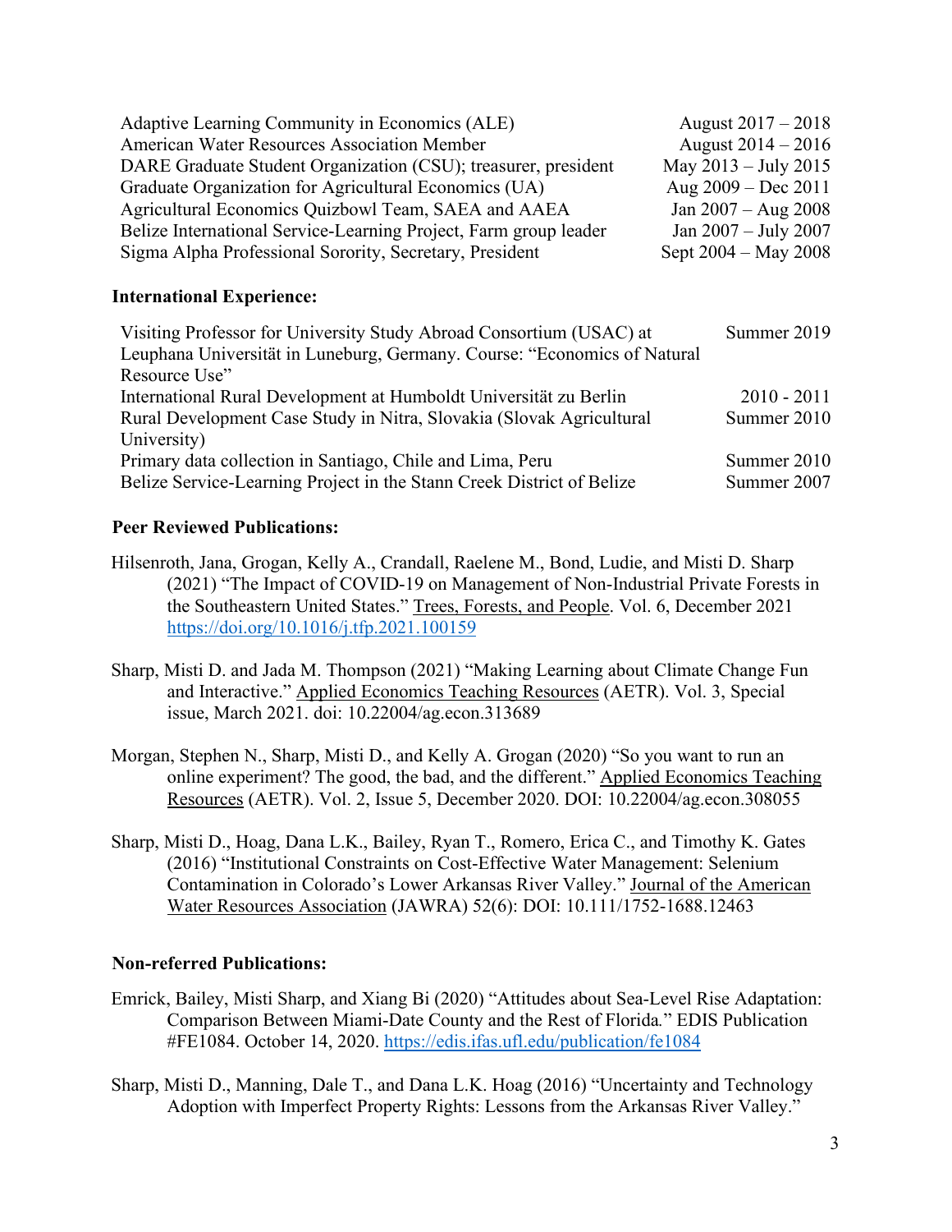| | |
|---|---|
| Adaptive Learning Community in Economics (ALE) | August 2017 – 2018 |
| American Water Resources Association Member | August 2014 – 2016 |
| DARE Graduate Student Organization (CSU); treasurer, president | May 2013 – July 2015 |
| Graduate Organization for Agricultural Economics (UA) | Aug 2009 – Dec 2011 |
| Agricultural Economics Quizbowl Team, SAEA and AAEA | Jan 2007 – Aug 2008 |
| Belize International Service-Learning Project, Farm group leader | Jan 2007 – July 2007 |
| Sigma Alpha Professional Sorority, Secretary, President | Sept 2004 – May 2008 |

**International Experience:**

| | |
|---|---|
| Visiting Professor for University Study Abroad Consortium (USAC) at Leuphana Universität in Luneburg, Germany. Course: "Economics of Natural Resource Use" | Summer 2019 |
| International Rural Development at Humboldt Universität zu Berlin | 2010 - 2011 |
| Rural Development Case Study in Nitra, Slovakia (Slovak Agricultural University) | Summer 2010 |
| Primary data collection in Santiago, Chile and Lima, Peru | Summer 2010 |
| Belize Service-Learning Project in the Stann Creek District of Belize | Summer 2007 |

**Peer Reviewed Publications:**

Hilsenroth, Jana, Grogan, Kelly A., Crandall, Raelene M., Bond, Ludie, and Misti D. Sharp (2021) "The Impact of COVID-19 on Management of Non-Industrial Private Forests in the Southeastern United States." Trees, Forests, and People. Vol. 6, December 2021 https://doi.org/10.1016/j.tfp.2021.100159

Sharp, Misti D. and Jada M. Thompson (2021) "Making Learning about Climate Change Fun and Interactive." Applied Economics Teaching Resources (AETR). Vol. 3, Special issue, March 2021. doi: 10.22004/ag.econ.313689

Morgan, Stephen N., Sharp, Misti D., and Kelly A. Grogan (2020) "So you want to run an online experiment? The good, the bad, and the different." Applied Economics Teaching Resources (AETR). Vol. 2, Issue 5, December 2020. DOI: 10.22004/ag.econ.308055

Sharp, Misti D., Hoag, Dana L.K., Bailey, Ryan T., Romero, Erica C., and Timothy K. Gates (2016) "Institutional Constraints on Cost-Effective Water Management: Selenium Contamination in Colorado's Lower Arkansas River Valley." Journal of the American Water Resources Association (JAWRA) 52(6): DOI: 10.111/1752-1688.12463

**Non-referred Publications:**

Emrick, Bailey, Misti Sharp, and Xiang Bi (2020) "Attitudes about Sea-Level Rise Adaptation: Comparison Between Miami-Date County and the Rest of Florida." EDIS Publication #FE1084. October 14, 2020. https://edis.ifas.ufl.edu/publication/fe1084

Sharp, Misti D., Manning, Dale T., and Dana L.K. Hoag (2016) "Uncertainty and Technology Adoption with Imperfect Property Rights: Lessons from the Arkansas River Valley."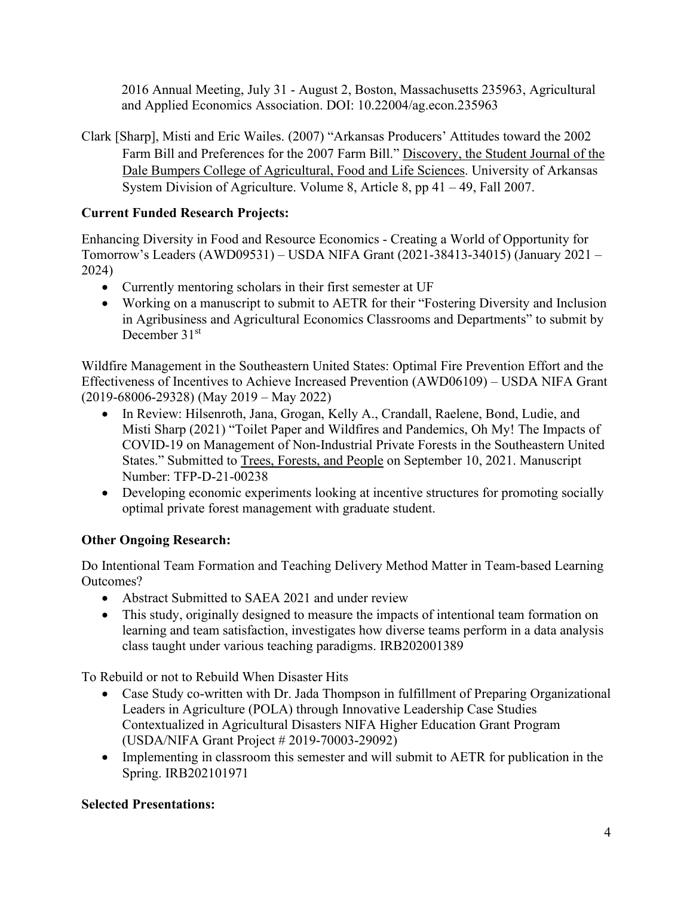2016 Annual Meeting, July 31 - August 2, Boston, Massachusetts 235963, Agricultural and Applied Economics Association. DOI: 10.22004/ag.econ.235963

Clark [Sharp], Misti and Eric Wailes. (2007) "Arkansas Producers' Attitudes toward the 2002 Farm Bill and Preferences for the 2007 Farm Bill." Discovery, the Student Journal of the Dale Bumpers College of Agricultural, Food and Life Sciences. University of Arkansas System Division of Agriculture. Volume 8, Article 8, pp 41 – 49, Fall 2007.

**Current Funded Research Projects:**

Enhancing Diversity in Food and Resource Economics - Creating a World of Opportunity for Tomorrow's Leaders (AWD09531) – USDA NIFA Grant (2021-38413-34015) (January 2021 – 2024)

- Currently mentoring scholars in their first semester at UF
- Working on a manuscript to submit to AETR for their "Fostering Diversity and Inclusion in Agribusiness and Agricultural Economics Classrooms and Departments" to submit by December 31st

Wildfire Management in the Southeastern United States: Optimal Fire Prevention Effort and the Effectiveness of Incentives to Achieve Increased Prevention (AWD06109) – USDA NIFA Grant (2019-68006-29328) (May 2019 – May 2022)

- In Review: Hilsenroth, Jana, Grogan, Kelly A., Crandall, Raelene, Bond, Ludie, and Misti Sharp (2021) "Toilet Paper and Wildfires and Pandemics, Oh My! The Impacts of COVID-19 on Management of Non-Industrial Private Forests in the Southeastern United States." Submitted to Trees, Forests, and People on September 10, 2021. Manuscript Number: TFP-D-21-00238
- Developing economic experiments looking at incentive structures for promoting socially optimal private forest management with graduate student.

**Other Ongoing Research:**

Do Intentional Team Formation and Teaching Delivery Method Matter in Team-based Learning Outcomes?

- Abstract Submitted to SAEA 2021 and under review
- This study, originally designed to measure the impacts of intentional team formation on learning and team satisfaction, investigates how diverse teams perform in a data analysis class taught under various teaching paradigms. IRB202001389

To Rebuild or not to Rebuild When Disaster Hits

- Case Study co-written with Dr. Jada Thompson in fulfillment of Preparing Organizational Leaders in Agriculture (POLA) through Innovative Leadership Case Studies Contextualized in Agricultural Disasters NIFA Higher Education Grant Program (USDA/NIFA Grant Project # 2019-70003-29092)
- Implementing in classroom this semester and will submit to AETR for publication in the Spring. IRB202101971

**Selected Presentations:**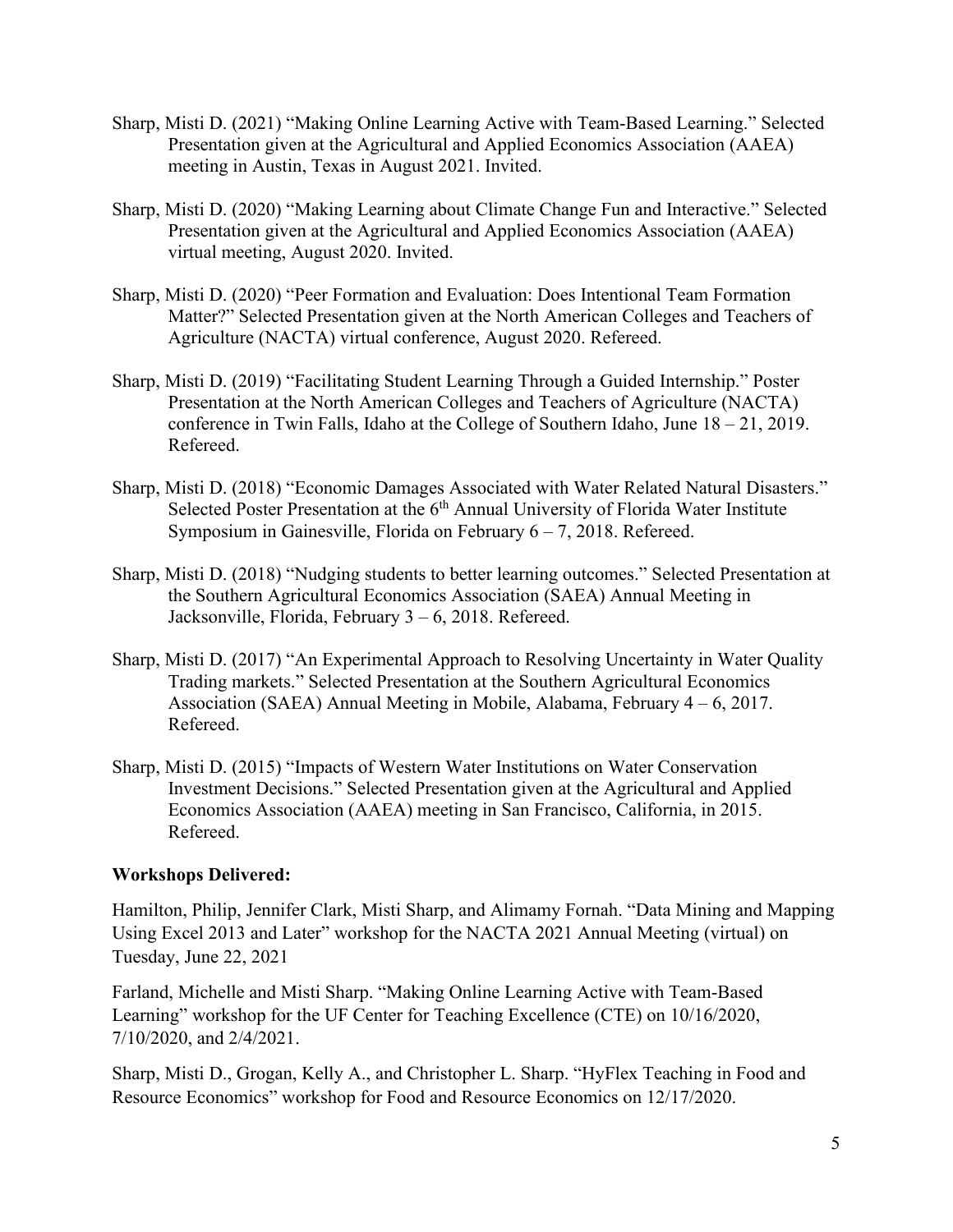Sharp, Misti D. (2021) "Making Online Learning Active with Team-Based Learning." Selected Presentation given at the Agricultural and Applied Economics Association (AAEA) meeting in Austin, Texas in August 2021. Invited.

Sharp, Misti D. (2020) "Making Learning about Climate Change Fun and Interactive." Selected Presentation given at the Agricultural and Applied Economics Association (AAEA) virtual meeting, August 2020. Invited.

Sharp, Misti D. (2020) "Peer Formation and Evaluation: Does Intentional Team Formation Matter?" Selected Presentation given at the North American Colleges and Teachers of Agriculture (NACTA) virtual conference, August 2020. Refereed.

Sharp, Misti D. (2019) "Facilitating Student Learning Through a Guided Internship." Poster Presentation at the North American Colleges and Teachers of Agriculture (NACTA) conference in Twin Falls, Idaho at the College of Southern Idaho, June 18 – 21, 2019. Refereed.

Sharp, Misti D. (2018) "Economic Damages Associated with Water Related Natural Disasters." Selected Poster Presentation at the 6th Annual University of Florida Water Institute Symposium in Gainesville, Florida on February 6 – 7, 2018. Refereed.

Sharp, Misti D. (2018) "Nudging students to better learning outcomes." Selected Presentation at the Southern Agricultural Economics Association (SAEA) Annual Meeting in Jacksonville, Florida, February 3 – 6, 2018. Refereed.

Sharp, Misti D. (2017) "An Experimental Approach to Resolving Uncertainty in Water Quality Trading markets." Selected Presentation at the Southern Agricultural Economics Association (SAEA) Annual Meeting in Mobile, Alabama, February 4 – 6, 2017. Refereed.

Sharp, Misti D. (2015) "Impacts of Western Water Institutions on Water Conservation Investment Decisions." Selected Presentation given at the Agricultural and Applied Economics Association (AAEA) meeting in San Francisco, California, in 2015. Refereed.

**Workshops Delivered:**

Hamilton, Philip, Jennifer Clark, Misti Sharp, and Alimamy Fornah. "Data Mining and Mapping Using Excel 2013 and Later" workshop for the NACTA 2021 Annual Meeting (virtual) on Tuesday, June 22, 2021

Farland, Michelle and Misti Sharp. "Making Online Learning Active with Team-Based Learning" workshop for the UF Center for Teaching Excellence (CTE) on 10/16/2020, 7/10/2020, and 2/4/2021.

Sharp, Misti D., Grogan, Kelly A., and Christopher L. Sharp. "HyFlex Teaching in Food and Resource Economics" workshop for Food and Resource Economics on 12/17/2020.